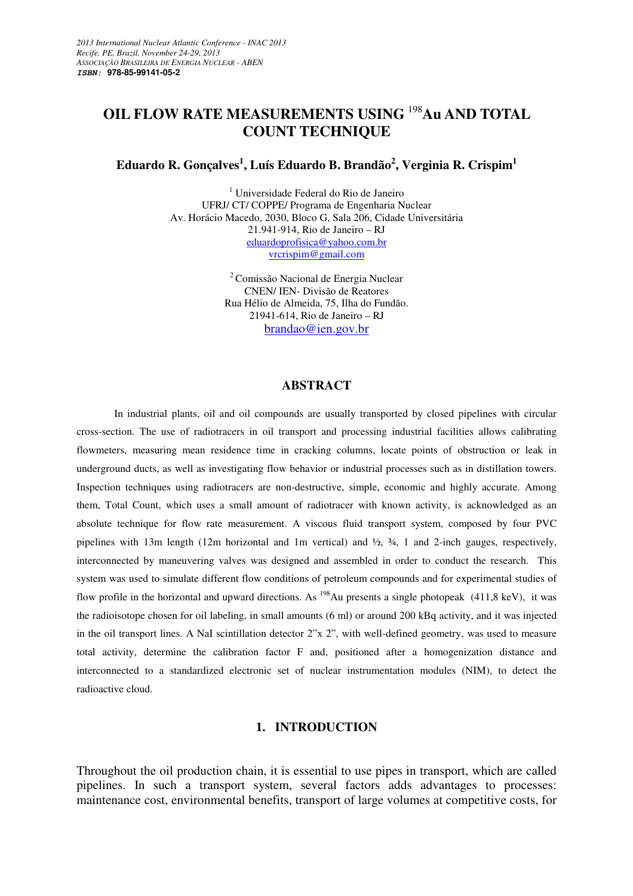*2013 International Nuclear Atlantic Conference - INAC 2013*
*Recife, PE, Brazil, November 24-29, 2013*
*ASSOCIAÇÃO BRASILEIRA DE ENERGIA NUCLEAR - ABEN*
***ISBN:* 978-85-99141-05-2**

# OIL FLOW RATE MEASUREMENTS USING $^{198}$Au AND TOTAL COUNT TECHNIQUE

**Eduardo R. Gonçalves[1], Luís Eduardo B. Brandão[2], Verginia R. Crispim[1]**

[1] Universidade Federal do Rio de Janeiro
UFRJ/ CT/ COPPE/ Programa de Engenharia Nuclear
Av. Horácio Macedo, 2030, Bloco G, Sala 206, Cidade Universitária
21.941-914, Rio de Janeiro – RJ
eduardoprofisica@yahoo.com.br
vrcrispim@gmail.com

[2] Comissão Nacional de Energia Nuclear
CNEN/ IEN- Divisão de Reatores
Rua Hélio de Almeida, 75, Ilha do Fundão.
21941-614, Rio de Janeiro – RJ
brandao@ien.gov.br

## ABSTRACT

In industrial plants, oil and oil compounds are usually transported by closed pipelines with circular cross-section. The use of radiotracers in oil transport and processing industrial facilities allows calibrating flowmeters, measuring mean residence time in cracking columns, locate points of obstruction or leak in underground ducts, as well as investigating flow behavior or industrial processes such as in distillation towers. Inspection techniques using radiotracers are non-destructive, simple, economic and highly accurate. Among them, Total Count, which uses a small amount of radiotracer with known activity, is acknowledged as an absolute technique for flow rate measurement. A viscous fluid transport system, composed by four PVC pipelines with 13m length (12m horizontal and 1m vertical) and ½, ¾, 1 and 2-inch gauges, respectively, interconnected by maneuvering valves was designed and assembled in order to conduct the research. This system was used to simulate different flow conditions of petroleum compounds and for experimental studies of flow profile in the horizontal and upward directions. As $^{198}$Au presents a single photopeak (411,8 keV), it was the radioisotope chosen for oil labeling, in small amounts (6 ml) or around 200 kBq activity, and it was injected in the oil transport lines. A NaI scintillation detector 2"x 2", with well-defined geometry, was used to measure total activity, determine the calibration factor F and, positioned after a homogenization distance and interconnected to a standardized electronic set of nuclear instrumentation modules (NIM), to detect the radioactive cloud.

## 1. INTRODUCTION

Throughout the oil production chain, it is essential to use pipes in transport, which are called pipelines. In such a transport system, several factors adds advantages to processes: maintenance cost, environmental benefits, transport of large volumes at competitive costs, for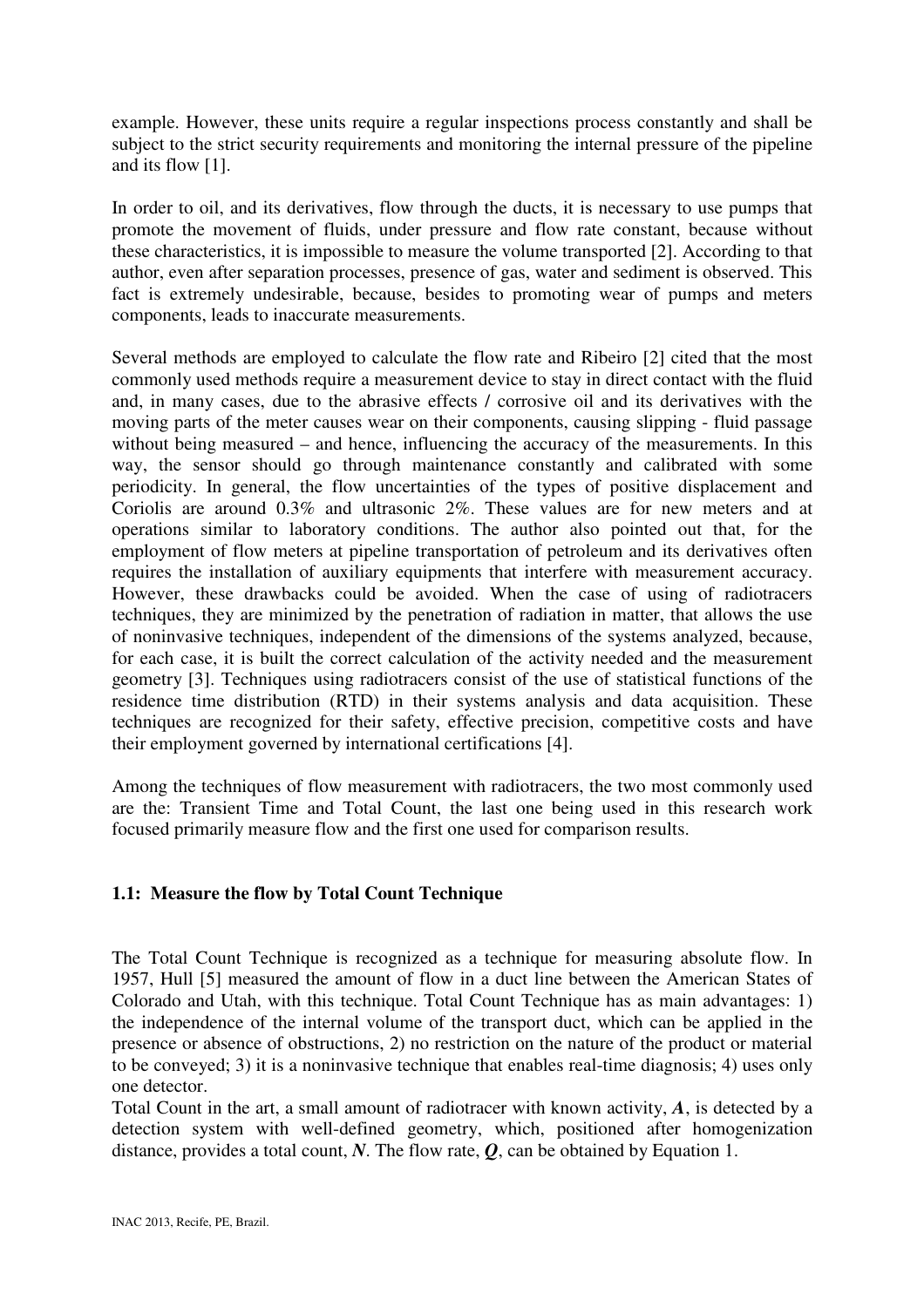example. However, these units require a regular inspections process constantly and shall be subject to the strict security requirements and monitoring the internal pressure of the pipeline and its flow [1].

In order to oil, and its derivatives, flow through the ducts, it is necessary to use pumps that promote the movement of fluids, under pressure and flow rate constant, because without these characteristics, it is impossible to measure the volume transported [2]. According to that author, even after separation processes, presence of gas, water and sediment is observed. This fact is extremely undesirable, because, besides to promoting wear of pumps and meters components, leads to inaccurate measurements.

Several methods are employed to calculate the flow rate and Ribeiro [2] cited that the most commonly used methods require a measurement device to stay in direct contact with the fluid and, in many cases, due to the abrasive effects / corrosive oil and its derivatives with the moving parts of the meter causes wear on their components, causing slipping - fluid passage without being measured – and hence, influencing the accuracy of the measurements. In this way, the sensor should go through maintenance constantly and calibrated with some periodicity. In general, the flow uncertainties of the types of positive displacement and Coriolis are around 0.3% and ultrasonic 2%. These values are for new meters and at operations similar to laboratory conditions. The author also pointed out that, for the employment of flow meters at pipeline transportation of petroleum and its derivatives often requires the installation of auxiliary equipments that interfere with measurement accuracy. However, these drawbacks could be avoided. When the case of using of radiotracers techniques, they are minimized by the penetration of radiation in matter, that allows the use of noninvasive techniques, independent of the dimensions of the systems analyzed, because, for each case, it is built the correct calculation of the activity needed and the measurement geometry [3]. Techniques using radiotracers consist of the use of statistical functions of the residence time distribution (RTD) in their systems analysis and data acquisition. These techniques are recognized for their safety, effective precision, competitive costs and have their employment governed by international certifications [4].

Among the techniques of flow measurement with radiotracers, the two most commonly used are the: Transient Time and Total Count, the last one being used in this research work focused primarily measure flow and the first one used for comparison results.

### 1.1: Measure the flow by Total Count Technique

The Total Count Technique is recognized as a technique for measuring absolute flow. In 1957, Hull [5] measured the amount of flow in a duct line between the American States of Colorado and Utah, with this technique. Total Count Technique has as main advantages: 1) the independence of the internal volume of the transport duct, which can be applied in the presence or absence of obstructions, 2) no restriction on the nature of the product or material to be conveyed; 3) it is a noninvasive technique that enables real-time diagnosis; 4) uses only one detector.

Total Count in the art, a small amount of radiotracer with known activity, $\boldsymbol{A}$, is detected by a detection system with well-defined geometry, which, positioned after homogenization distance, provides a total count, $\boldsymbol{N}$. The flow rate, $\boldsymbol{Q}$, can be obtained by Equation 1.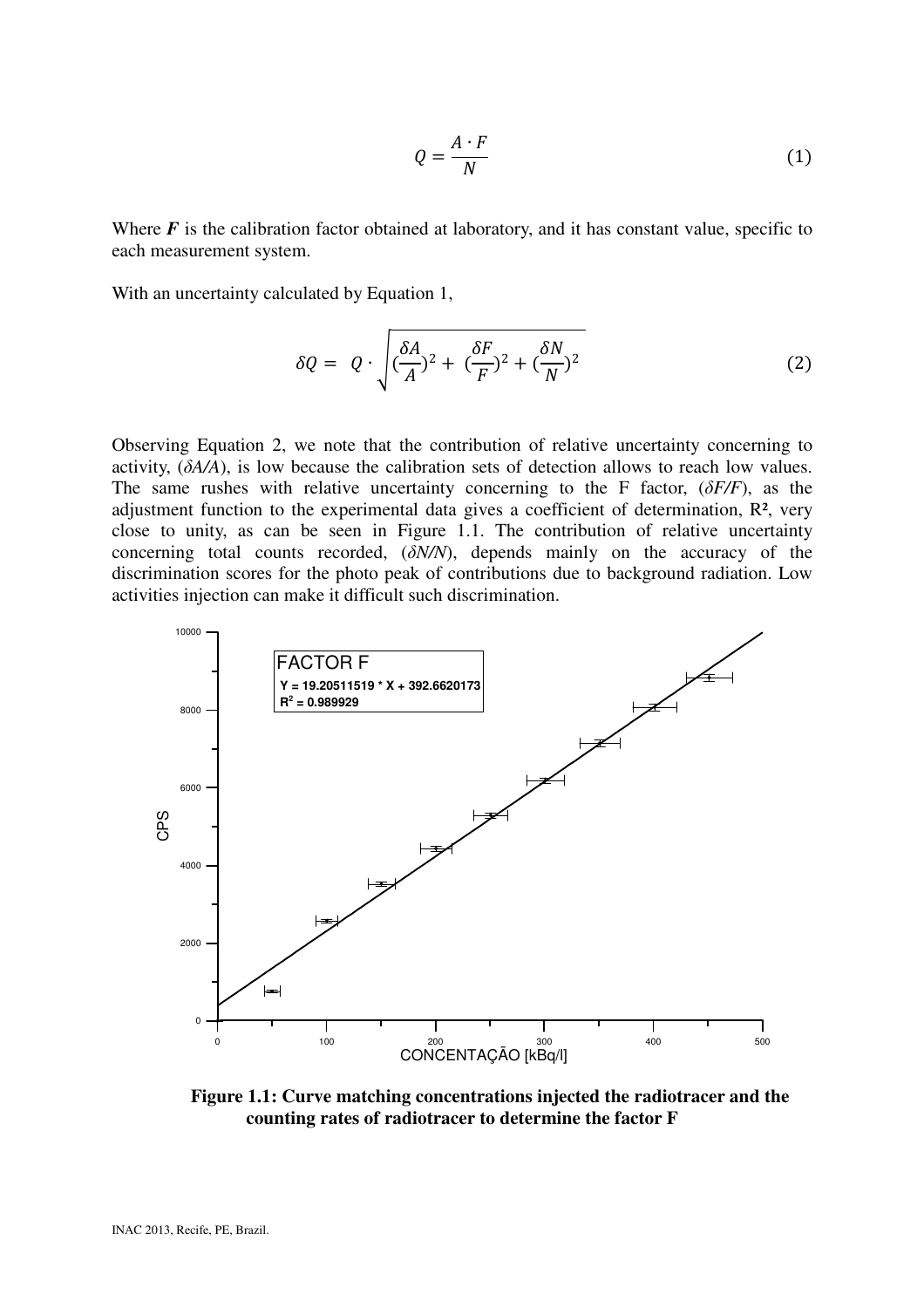$$Q = \frac{A \cdot F}{N} \tag{1}$$

Where ***F*** is the calibration factor obtained at laboratory, and it has constant value, specific to each measurement system.

With an uncertainty calculated by Equation 1,

$$\delta Q = \ Q \cdot \sqrt{(\frac{\delta A}{A})^2 + \ (\frac{\delta F}{F})^2 + (\frac{\delta N}{N})^2} \tag{2}$$

Observing Equation 2, we note that the contribution of relative uncertainty concerning to activity, ($\delta A/A$), is low because the calibration sets of detection allows to reach low values. The same rushes with relative uncertainty concerning to the F factor, ($\delta F/F$), as the adjustment function to the experimental data gives a coefficient of determination, $R^2$, very close to unity, as can be seen in Figure 1.1. The contribution of relative uncertainty concerning total counts recorded, ($\delta N/N$), depends mainly on the accuracy of the discrimination scores for the photo peak of contributions due to background radiation. Low activities injection can make it difficult such discrimination.

**Figure 1.1: Curve matching concentrations injected the radiotracer and the counting rates of radiotracer to determine the factor F**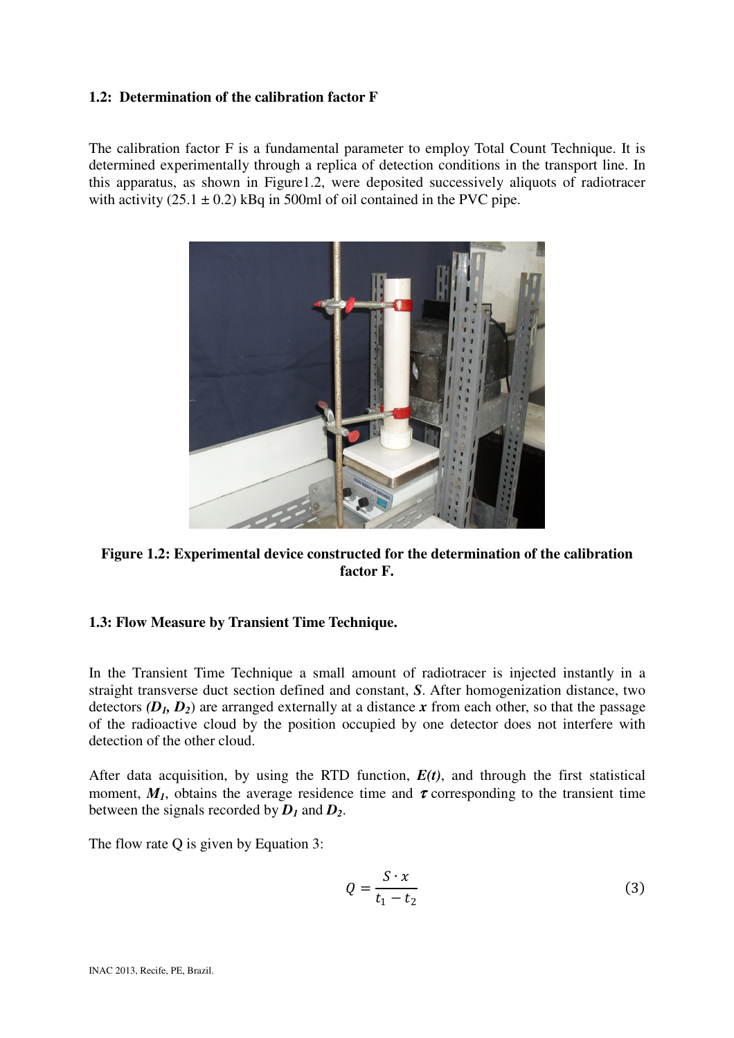### 1.2: Determination of the calibration factor F

The calibration factor F is a fundamental parameter to employ Total Count Technique. It is determined experimentally through a replica of detection conditions in the transport line. In this apparatus, as shown in Figure1.2, were deposited successively aliquots of radiotracer with activity $(25.1 \pm 0.2)$ kBq in 500ml of oil contained in the PVC pipe.

**Figure 1.2: Experimental device constructed for the determination of the calibration factor F.**

### 1.3: Flow Measure by Transient Time Technique.

In the Transient Time Technique a small amount of radiotracer is injected instantly in a straight transverse duct section defined and constant, $S$. After homogenization distance, two detectors ($D_1$, $D_2$) are arranged externally at a distance $x$ from each other, so that the passage of the radioactive cloud by the position occupied by one detector does not interfere with detection of the other cloud.

After data acquisition, by using the RTD function, $E(t)$, and through the first statistical moment, $M_1$, obtains the average residence time and $\tau$ corresponding to the transient time between the signals recorded by $D_1$ and $D_2$.

The flow rate Q is given by Equation 3:

$$Q = \frac{S \cdot x}{t_1 - t_2} \tag{3}$$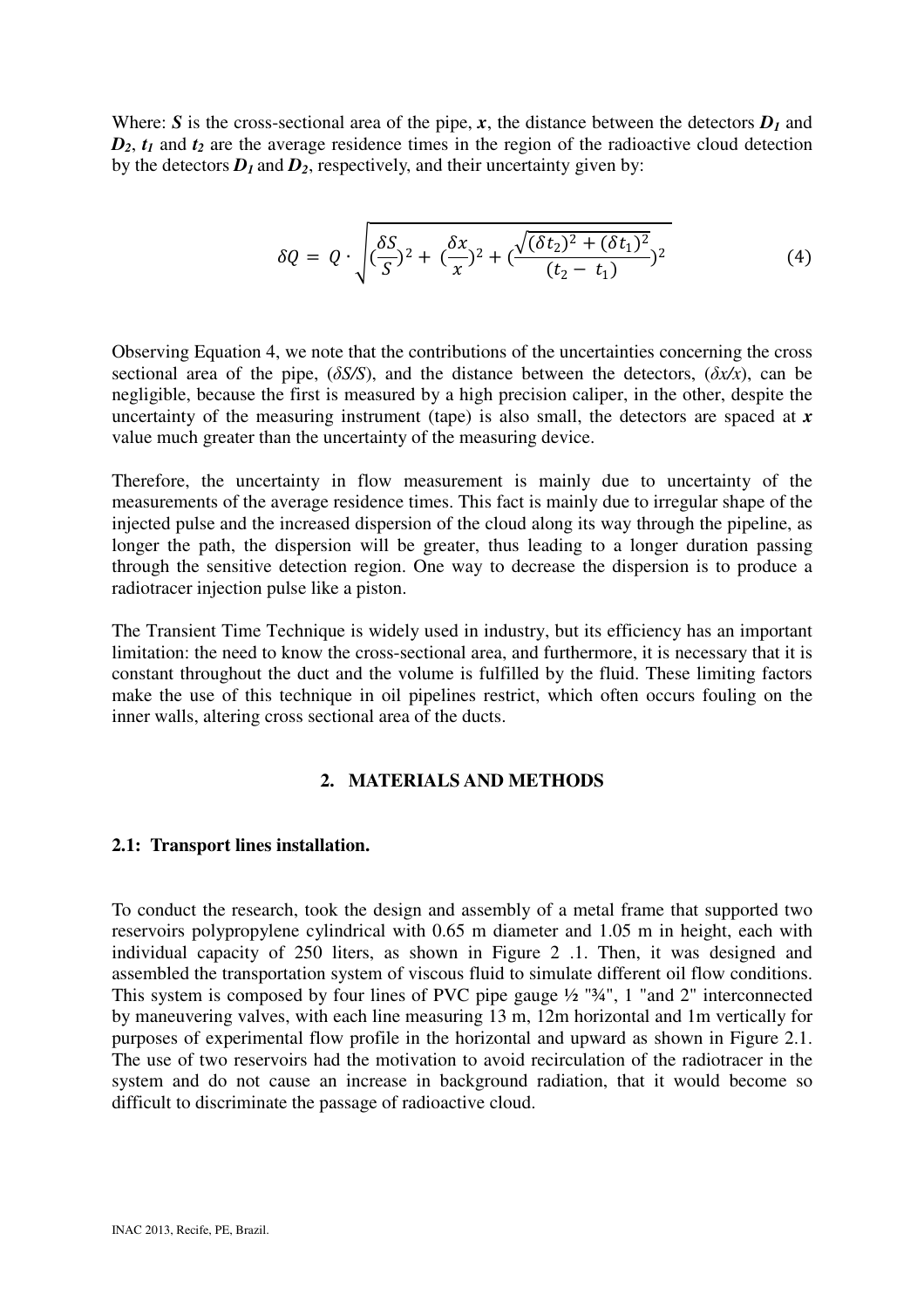Where: $\boldsymbol{S}$ is the cross-sectional area of the pipe, $\boldsymbol{x}$, the distance between the detectors $\boldsymbol{D_1}$ and $\boldsymbol{D_2}$, $\boldsymbol{t_1}$ and $\boldsymbol{t_2}$ are the average residence times in the region of the radioactive cloud detection by the detectors $\boldsymbol{D_1}$ and $\boldsymbol{D_2}$, respectively, and their uncertainty given by:

$$\delta Q = Q \cdot \sqrt{(\frac{\delta S}{S})^2 + (\frac{\delta x}{x})^2 + (\frac{\sqrt{(\delta t_2)^2 + (\delta t_1)^2}}{(t_2 - t_1)})^2} \tag{4}$$

Observing Equation 4, we note that the contributions of the uncertainties concerning the cross sectional area of the pipe, ($\delta S/S$), and the distance between the detectors, ($\delta x/x$), can be negligible, because the first is measured by a high precision caliper, in the other, despite the uncertainty of the measuring instrument (tape) is also small, the detectors are spaced at $\boldsymbol{x}$ value much greater than the uncertainty of the measuring device.

Therefore, the uncertainty in flow measurement is mainly due to uncertainty of the measurements of the average residence times. This fact is mainly due to irregular shape of the injected pulse and the increased dispersion of the cloud along its way through the pipeline, as longer the path, the dispersion will be greater, thus leading to a longer duration passing through the sensitive detection region. One way to decrease the dispersion is to produce a radiotracer injection pulse like a piston.

The Transient Time Technique is widely used in industry, but its efficiency has an important limitation: the need to know the cross-sectional area, and furthermore, it is necessary that it is constant throughout the duct and the volume is fulfilled by the fluid. These limiting factors make the use of this technique in oil pipelines restrict, which often occurs fouling on the inner walls, altering cross sectional area of the ducts.

## 2. MATERIALS AND METHODS

### 2.1: Transport lines installation.

To conduct the research, took the design and assembly of a metal frame that supported two reservoirs polypropylene cylindrical with 0.65 m diameter and 1.05 m in height, each with individual capacity of 250 liters, as shown in Figure 2 .1. Then, it was designed and assembled the transportation system of viscous fluid to simulate different oil flow conditions. This system is composed by four lines of PVC pipe gauge ½ "¾", 1 "and 2" interconnected by maneuvering valves, with each line measuring 13 m, 12m horizontal and 1m vertically for purposes of experimental flow profile in the horizontal and upward as shown in Figure 2.1. The use of two reservoirs had the motivation to avoid recirculation of the radiotracer in the system and do not cause an increase in background radiation, that it would become so difficult to discriminate the passage of radioactive cloud.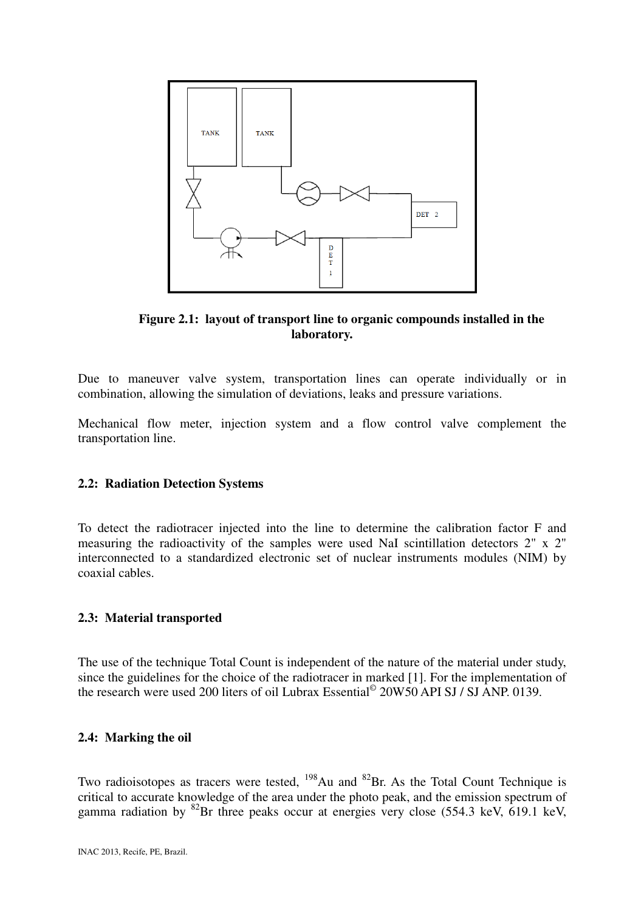**Figure 2.1: layout of transport line to organic compounds installed in the laboratory.**

Due to maneuver valve system, transportation lines can operate individually or in combination, allowing the simulation of deviations, leaks and pressure variations.

Mechanical flow meter, injection system and a flow control valve complement the transportation line.

### 2.2: Radiation Detection Systems

To detect the radiotracer injected into the line to determine the calibration factor F and measuring the radioactivity of the samples were used NaI scintillation detectors 2" x 2" interconnected to a standardized electronic set of nuclear instruments modules (NIM) by coaxial cables.

### 2.3: Material transported

The use of the technique Total Count is independent of the nature of the material under study, since the guidelines for the choice of the radiotracer in marked [1]. For the implementation of the research were used 200 liters of oil Lubrax Essential© 20W50 API SJ / SJ ANP. 0139.

### 2.4: Marking the oil

Two radioisotopes as tracers were tested, $^{198}$Au and $^{82}$Br. As the Total Count Technique is critical to accurate knowledge of the area under the photo peak, and the emission spectrum of gamma radiation by $^{82}$Br three peaks occur at energies very close (554.3 keV, 619.1 keV,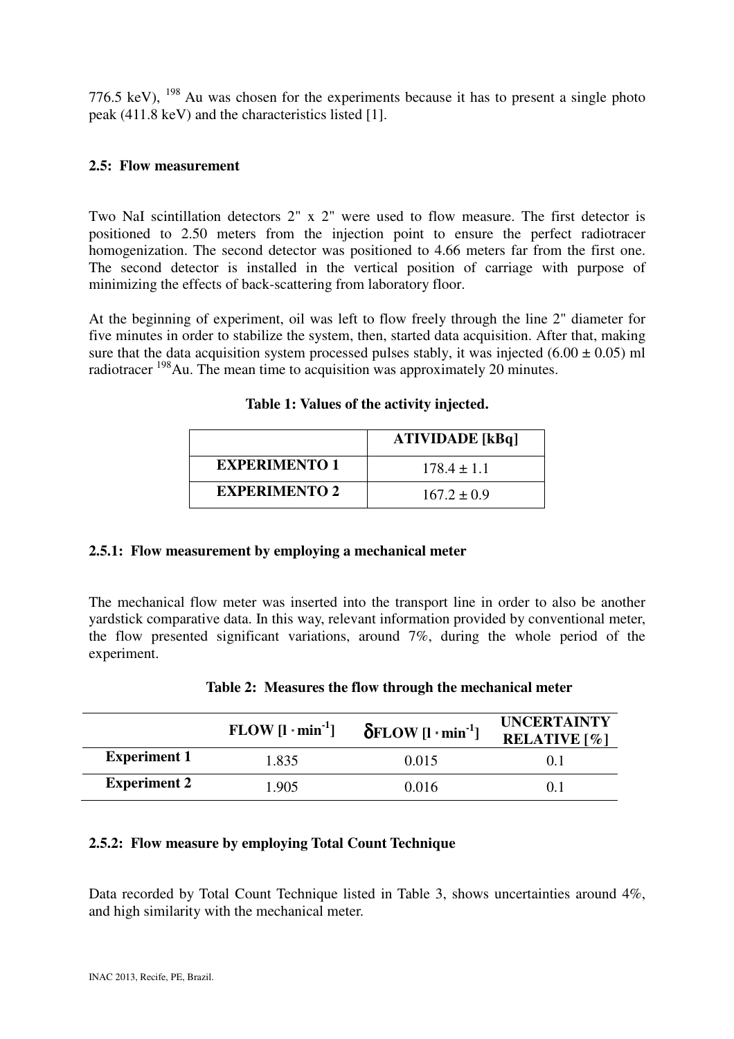776.5 keV), $^{198}$Au was chosen for the experiments because it has to present a single photo peak (411.8 keV) and the characteristics listed [1].

### 2.5: Flow measurement

Two NaI scintillation detectors 2" x 2" were used to flow measure. The first detector is positioned to 2.50 meters from the injection point to ensure the perfect radiotracer homogenization. The second detector was positioned to 4.66 meters far from the first one. The second detector is installed in the vertical position of carriage with purpose of minimizing the effects of back-scattering from laboratory floor.

At the beginning of experiment, oil was left to flow freely through the line 2" diameter for five minutes in order to stabilize the system, then, started data acquisition. After that, making sure that the data acquisition system processed pulses stably, it was injected $(6.00 \pm 0.05)$ ml radiotracer $^{198}$Au. The mean time to acquisition was approximately 20 minutes.

**Table 1: Values of the activity injected.**

| | ATIVIDADE [kBq] |
|---|---|
| **EXPERIMENTO 1** | $178.4 \pm 1.1$ |
| **EXPERIMENTO 2** | $167.2 \pm 0.9$ |

#### 2.5.1: Flow measurement by employing a mechanical meter

The mechanical flow meter was inserted into the transport line in order to also be another yardstick comparative data. In this way, relevant information provided by conventional meter, the flow presented significant variations, around 7%, during the whole period of the experiment.

**Table 2: Measures the flow through the mechanical meter**

| | FLOW [$l \cdot min^{-1}$] | $\delta$FLOW [$l \cdot min^{-1}$] | UNCERTAINTY RELATIVE [%] |
|---|---|---|---|
| **Experiment 1** | 1.835 | 0.015 | 0.1 |
| **Experiment 2** | 1.905 | 0.016 | 0.1 |

#### 2.5.2: Flow measure by employing Total Count Technique

Data recorded by Total Count Technique listed in Table 3, shows uncertainties around 4%, and high similarity with the mechanical meter.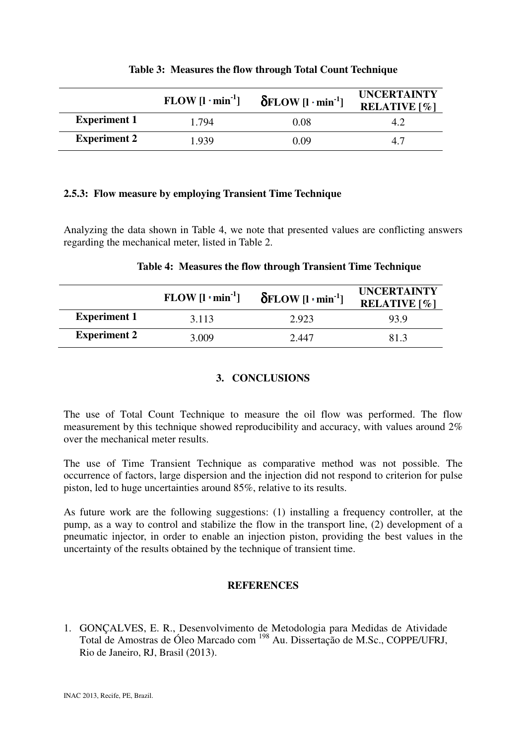**Table 3: Measures the flow through Total Count Technique**

| | FLOW $[l \cdot min^{-1}]$ | $\delta$FLOW $[l \cdot min^{-1}]$ | UNCERTAINTY RELATIVE [%] |
|---|---|---|---|
| **Experiment 1** | 1.794 | 0.08 | 4.2 |
| **Experiment 2** | 1.939 | 0.09 | 4.7 |

### 2.5.3: Flow measure by employing Transient Time Technique

Analyzing the data shown in Table 4, we note that presented values are conflicting answers regarding the mechanical meter, listed in Table 2.

**Table 4: Measures the flow through Transient Time Technique**

| | FLOW $[l \cdot min^{-1}]$ | $\delta$FLOW $[l \cdot min^{-1}]$ | UNCERTAINTY RELATIVE [%] |
|---|---|---|---|
| **Experiment 1** | 3.113 | 2.923 | 93.9 |
| **Experiment 2** | 3.009 | 2.447 | 81.3 |

## 3. CONCLUSIONS

The use of Total Count Technique to measure the oil flow was performed. The flow measurement by this technique showed reproducibility and accuracy, with values around 2% over the mechanical meter results.

The use of Time Transient Technique as comparative method was not possible. The occurrence of factors, large dispersion and the injection did not respond to criterion for pulse piston, led to huge uncertainties around 85%, relative to its results.

As future work are the following suggestions: (1) installing a frequency controller, at the pump, as a way to control and stabilize the flow in the transport line, (2) development of a pneumatic injector, in order to enable an injection piston, providing the best values in the uncertainty of the results obtained by the technique of transient time.

## REFERENCES

1. GONÇALVES, E. R., Desenvolvimento de Metodologia para Medidas de Atividade Total de Amostras de Óleo Marcado com $^{198}$Au. Dissertação de M.Sc., COPPE/UFRJ, Rio de Janeiro, RJ, Brasil (2013).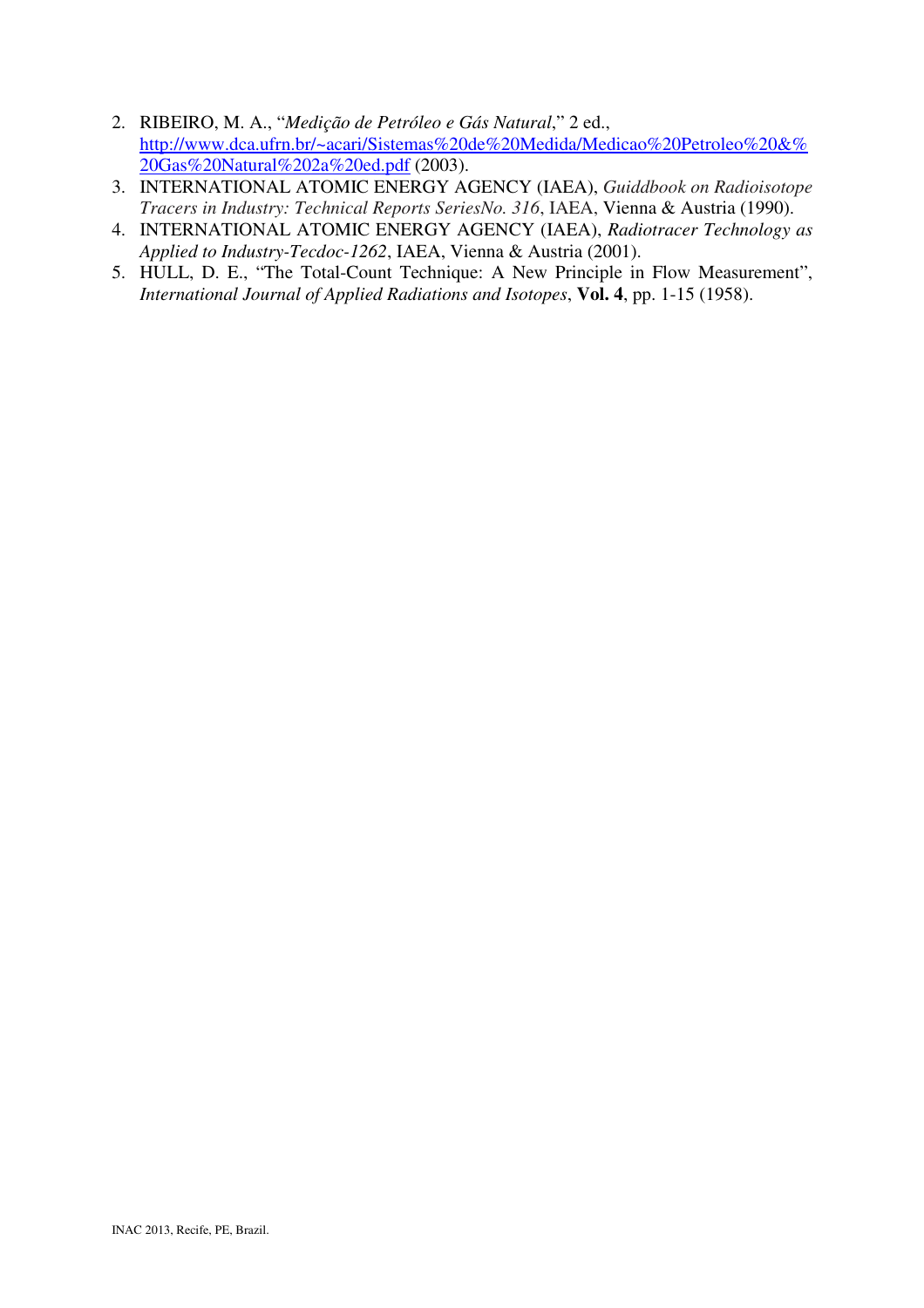2. RIBEIRO, M. A., "*Medição de Petróleo e Gás Natural*," 2 ed., [http://www.dca.ufrn.br/~acari/Sistemas%20de%20Medida/Medicao%20Petroleo%20&%20Gas%20Natural%202a%20ed.pdf](http://www.dca.ufrn.br/~acari/Sistemas%20de%20Medida/Medicao%20Petroleo%20&%20Gas%20Natural%202a%20ed.pdf) (2003).
3. INTERNATIONAL ATOMIC ENERGY AGENCY (IAEA), *Guiddbook on Radioisotope Tracers in Industry: Technical Reports SeriesNo. 316*, IAEA, Vienna & Austria (1990).
4. INTERNATIONAL ATOMIC ENERGY AGENCY (IAEA), *Radiotracer Technology as Applied to Industry-Tecdoc-1262*, IAEA, Vienna & Austria (2001).
5. HULL, D. E., "The Total-Count Technique: A New Principle in Flow Measurement", *International Journal of Applied Radiations and Isotopes*, **Vol. 4**, pp. 1-15 (1958).